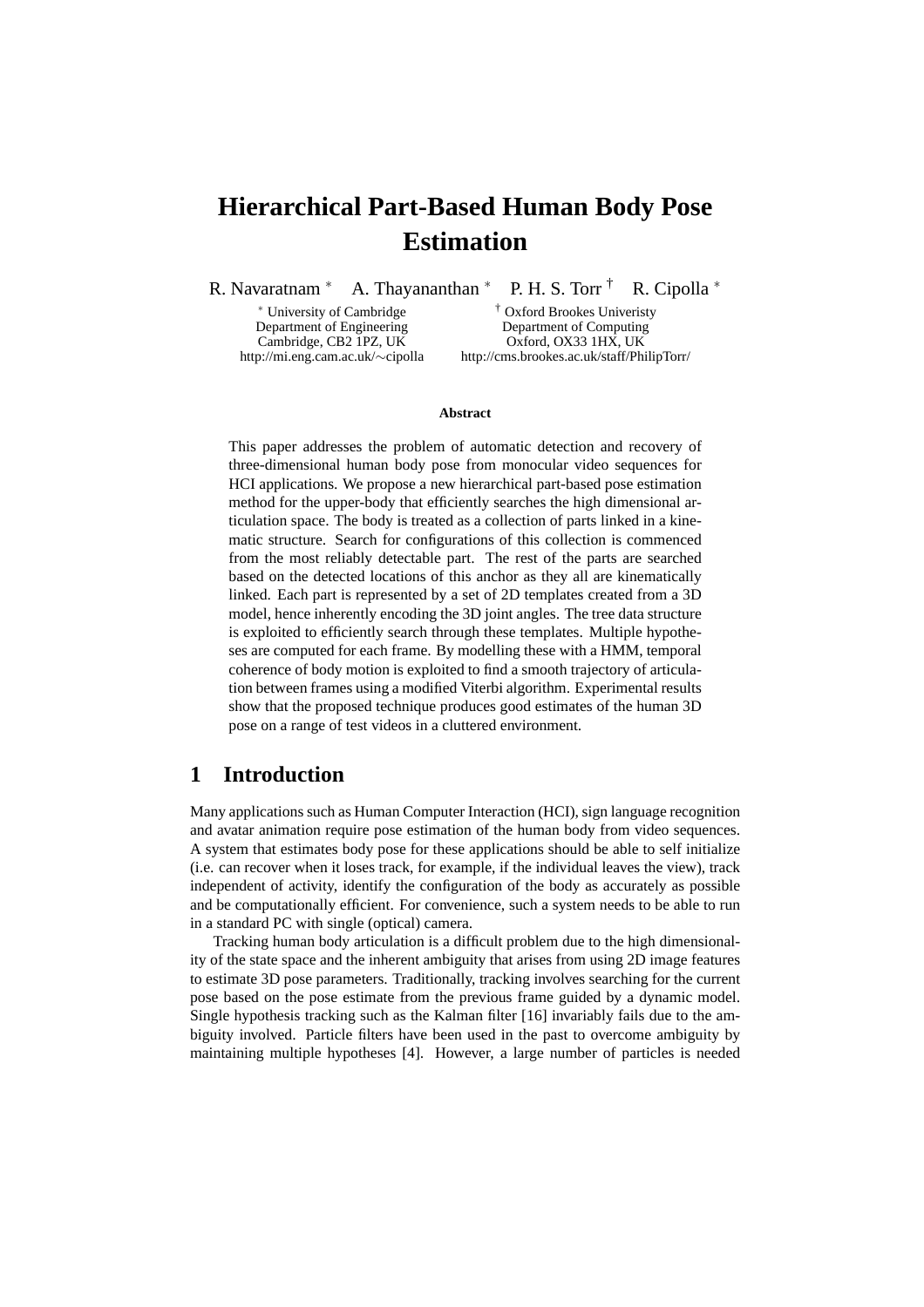# Hierarchical Part-Based Human Body Pose Estimation

R. Navaratnam [*] A. Thayananthan [*] P. H. S. Torr [†] R. Cipolla [*]

[*] University of Cambridge
Department of Engineering
Cambridge, CB2 1PZ, UK
http://mi.eng.cam.ac.uk/∼cipolla

[†] Oxford Brookes Univeristy
Department of Computing
Oxford, OX33 1HX, UK
http://cms.brookes.ac.uk/staff/PhilipTorr/

**Abstract**

This paper addresses the problem of automatic detection and recovery of three-dimensional human body pose from monocular video sequences for HCI applications. We propose a new hierarchical part-based pose estimation method for the upper-body that efficiently searches the high dimensional articulation space. The body is treated as a collection of parts linked in a kinematic structure. Search for configurations of this collection is commenced from the most reliably detectable part. The rest of the parts are searched based on the detected locations of this anchor as they all are kinematically linked. Each part is represented by a set of 2D templates created from a 3D model, hence inherently encoding the 3D joint angles. The tree data structure is exploited to efficiently search through these templates. Multiple hypotheses are computed for each frame. By modelling these with a HMM, temporal coherence of body motion is exploited to find a smooth trajectory of articulation between frames using a modified Viterbi algorithm. Experimental results show that the proposed technique produces good estimates of the human 3D pose on a range of test videos in a cluttered environment.

## 1 Introduction

Many applications such as Human Computer Interaction (HCI), sign language recognition and avatar animation require pose estimation of the human body from video sequences. A system that estimates body pose for these applications should be able to self initialize (i.e. can recover when it loses track, for example, if the individual leaves the view), track independent of activity, identify the configuration of the body as accurately as possible and be computationally efficient. For convenience, such a system needs to be able to run in a standard PC with single (optical) camera.

Tracking human body articulation is a difficult problem due to the high dimensionality of the state space and the inherent ambiguity that arises from using 2D image features to estimate 3D pose parameters. Traditionally, tracking involves searching for the current pose based on the pose estimate from the previous frame guided by a dynamic model. Single hypothesis tracking such as the Kalman filter [16] invariably fails due to the ambiguity involved. Particle filters have been used in the past to overcome ambiguity by maintaining multiple hypotheses [4]. However, a large number of particles is needed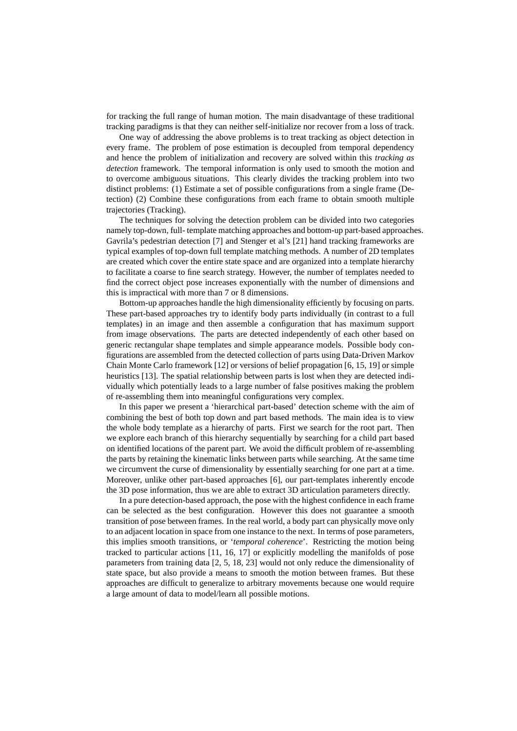for tracking the full range of human motion. The main disadvantage of these traditional tracking paradigms is that they can neither self-initialize nor recover from a loss of track.

One way of addressing the above problems is to treat tracking as object detection in every frame. The problem of pose estimation is decoupled from temporal dependency and hence the problem of initialization and recovery are solved within this *tracking as detection* framework. The temporal information is only used to smooth the motion and to overcome ambiguous situations. This clearly divides the tracking problem into two distinct problems: (1) Estimate a set of possible configurations from a single frame (Detection) (2) Combine these configurations from each frame to obtain smooth multiple trajectories (Tracking).

The techniques for solving the detection problem can be divided into two categories namely top-down, full- template matching approaches and bottom-up part-based approaches. Gavrila's pedestrian detection [7] and Stenger et al's [21] hand tracking frameworks are typical examples of top-down full template matching methods. A number of 2D templates are created which cover the entire state space and are organized into a template hierarchy to facilitate a coarse to fine search strategy. However, the number of templates needed to find the correct object pose increases exponentially with the number of dimensions and this is impractical with more than 7 or 8 dimensions.

Bottom-up approaches handle the high dimensionality efficiently by focusing on parts. These part-based approaches try to identify body parts individually (in contrast to a full templates) in an image and then assemble a configuration that has maximum support from image observations. The parts are detected independently of each other based on generic rectangular shape templates and simple appearance models. Possible body configurations are assembled from the detected collection of parts using Data-Driven Markov Chain Monte Carlo framework [12] or versions of belief propagation [6, 15, 19] or simple heuristics [13]. The spatial relationship between parts is lost when they are detected individually which potentially leads to a large number of false positives making the problem of re-assembling them into meaningful configurations very complex.

In this paper we present a 'hierarchical part-based' detection scheme with the aim of combining the best of both top down and part based methods. The main idea is to view the whole body template as a hierarchy of parts. First we search for the root part. Then we explore each branch of this hierarchy sequentially by searching for a child part based on identified locations of the parent part. We avoid the difficult problem of re-assembling the parts by retaining the kinematic links between parts while searching. At the same time we circumvent the curse of dimensionality by essentially searching for one part at a time. Moreover, unlike other part-based approaches [6], our part-templates inherently encode the 3D pose information, thus we are able to extract 3D articulation parameters directly.

In a pure detection-based approach, the pose with the highest confidence in each frame can be selected as the best configuration. However this does not guarantee a smooth transition of pose between frames. In the real world, a body part can physically move only to an adjacent location in space from one instance to the next. In terms of pose parameters, this implies smooth transitions, or '*temporal coherence*'. Restricting the motion being tracked to particular actions [11, 16, 17] or explicitly modelling the manifolds of pose parameters from training data [2, 5, 18, 23] would not only reduce the dimensionality of state space, but also provide a means to smooth the motion between frames. But these approaches are difficult to generalize to arbitrary movements because one would require a large amount of data to model/learn all possible motions.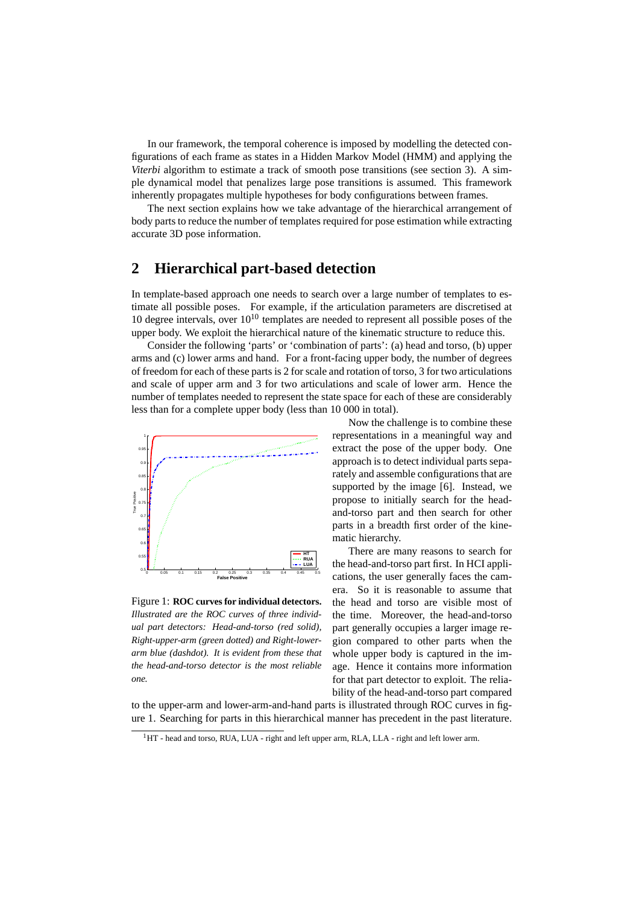In our framework, the temporal coherence is imposed by modelling the detected configurations of each frame as states in a Hidden Markov Model (HMM) and applying the *Viterbi* algorithm to estimate a track of smooth pose transitions (see section 3). A simple dynamical model that penalizes large pose transitions is assumed. This framework inherently propagates multiple hypotheses for body configurations between frames.

The next section explains how we take advantage of the hierarchical arrangement of body parts to reduce the number of templates required for pose estimation while extracting accurate 3D pose information.

## 2 Hierarchical part-based detection

In template-based approach one needs to search over a large number of templates to estimate all possible poses. For example, if the articulation parameters are discretised at 10 degree intervals, over $10^{10}$ templates are needed to represent all possible poses of the upper body. We exploit the hierarchical nature of the kinematic structure to reduce this.

Consider the following 'parts' or 'combination of parts': (a) head and torso, (b) upper arms and (c) lower arms and hand. For a front-facing upper body, the number of degrees of freedom for each of these parts is 2 for scale and rotation of torso, 3 for two articulations and scale of upper arm and 3 for two articulations and scale of lower arm. Hence the number of templates needed to represent the state space for each of these are considerably less than for a complete upper body (less than 10 000 in total).

Figure 1: **ROC curves for individual detectors.** *Illustrated are the ROC curves of three individual part detectors: Head-and-torso (red solid), Right-upper-arm (green dotted) and Right-lower-arm blue (dashdot). It is evident from these that the head-and-torso detector is the most reliable one.*

Now the challenge is to combine these representations in a meaningful way and extract the pose of the upper body. One approach is to detect individual parts separately and assemble configurations that are supported by the image [6]. Instead, we propose to initially search for the head-and-torso part and then search for other parts in a breadth first order of the kinematic hierarchy.

There are many reasons to search for the head-and-torso part first. In HCI applications, the user generally faces the camera. So it is reasonable to assume that the head and torso are visible most of the time. Moreover, the head-and-torso part generally occupies a larger image region compared to other parts when the whole upper body is captured in the image. Hence it contains more information for that part detector to exploit. The reliability of the head-and-torso part compared to the upper-arm and lower-arm-and-hand parts is illustrated through ROC curves in figure 1. Searching for parts in this hierarchical manner has precedent in the past literature.

[1] HT - head and torso, RUA, LUA - right and left upper arm, RLA, LLA - right and left lower arm.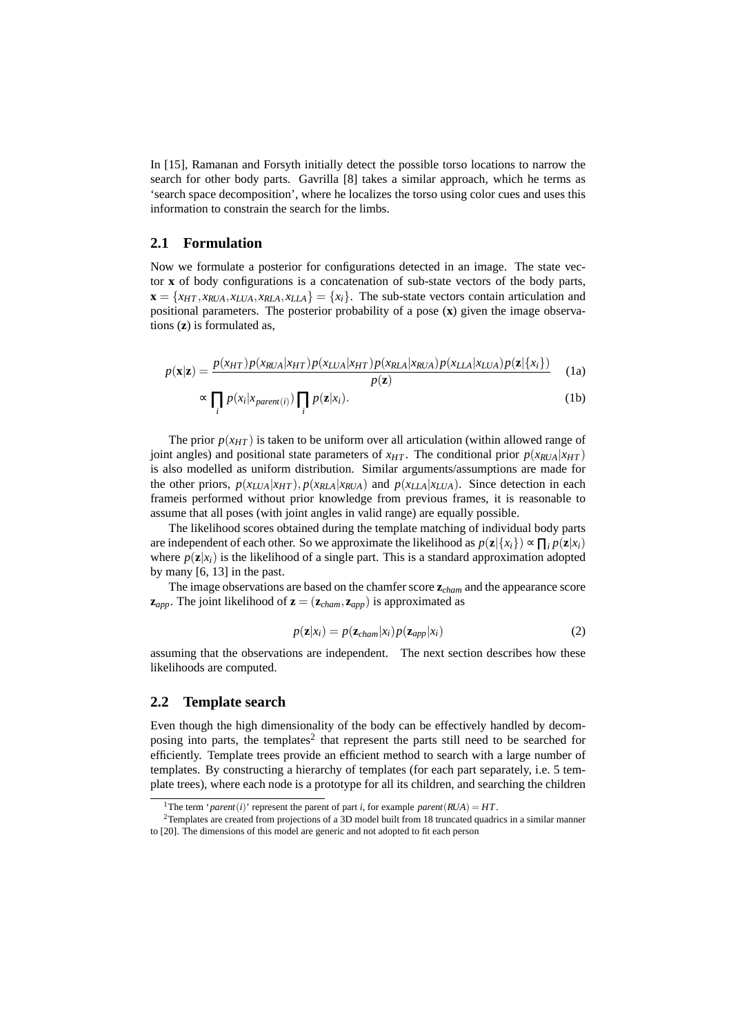In [15], Ramanan and Forsyth initially detect the possible torso locations to narrow the search for other body parts. Gavrilla [8] takes a similar approach, which he terms as 'search space decomposition', where he localizes the torso using color cues and uses this information to constrain the search for the limbs.

## 2.1 Formulation

Now we formulate a posterior for configurations detected in an image. The state vector $\mathbf{x}$ of body configurations is a concatenation of sub-state vectors of the body parts, $\mathbf{x} = \{x_{HT}, x_{RUA}, x_{LUA}, x_{RLA}, x_{LLA}\} = \{x_i\}$. The sub-state vectors contain articulation and positional parameters. The posterior probability of a pose ($\mathbf{x}$) given the image observations ($\mathbf{z}$) is formulated as,

$$p(\mathbf{x}|\mathbf{z}) = \frac{p(x_{HT})p(x_{RUA}|x_{HT})p(x_{LUA}|x_{HT})p(x_{RLA}|x_{RUA})p(x_{LLA}|x_{LUA})p(\mathbf{z}|\{x_i\})}{p(\mathbf{z})} \quad (1a)$$

$$\propto \prod_i p(x_i|x_{parent(i)}) \prod_i p(\mathbf{z}|x_i). \quad (1b)$$

The prior $p(x_{HT})$ is taken to be uniform over all articulation (within allowed range of joint angles) and positional state parameters of $x_{HT}$. The conditional prior $p(x_{RUA}|x_{HT})$ is also modelled as uniform distribution. Similar arguments/assumptions are made for the other priors, $p(x_{LUA}|x_{HT}), p(x_{RLA}|x_{RUA})$ and $p(x_{LLA}|x_{LUA})$. Since detection in each frameis performed without prior knowledge from previous frames, it is reasonable to assume that all poses (with joint angles in valid range) are equally possible.

The likelihood scores obtained during the template matching of individual body parts are independent of each other. So we approximate the likelihood as $p(\mathbf{z}|\{x_i\}) \propto \prod_i p(\mathbf{z}|x_i)$ where $p(\mathbf{z}|x_i)$ is the likelihood of a single part. This is a standard approximation adopted by many [6, 13] in the past.

The image observations are based on the chamfer score $\mathbf{z}_{cham}$ and the appearance score $\mathbf{z}_{app}$. The joint likelihood of $\mathbf{z} = (\mathbf{z}_{cham}, \mathbf{z}_{app})$ is approximated as

$$p(\mathbf{z}|x_i) = p(\mathbf{z}_{cham}|x_i)p(\mathbf{z}_{app}|x_i) \quad (2)$$

assuming that the observations are independent. The next section describes how these likelihoods are computed.

## 2.2 Template search

Even though the high dimensionality of the body can be effectively handled by decomposing into parts, the templates[2] that represent the parts still need to be searched for efficiently. Template trees provide an efficient method to search with a large number of templates. By constructing a hierarchy of templates (for each part separately, i.e. 5 template trees), where each node is a prototype for all its children, and searching the children

---

[1] The term '$parent(i)$' represent the parent of part $i$, for example $parent(RUA) = HT$.

[2] Templates are created from projections of a 3D model built from 18 truncated quadrics in a similar manner to [20]. The dimensions of this model are generic and not adopted to fit each person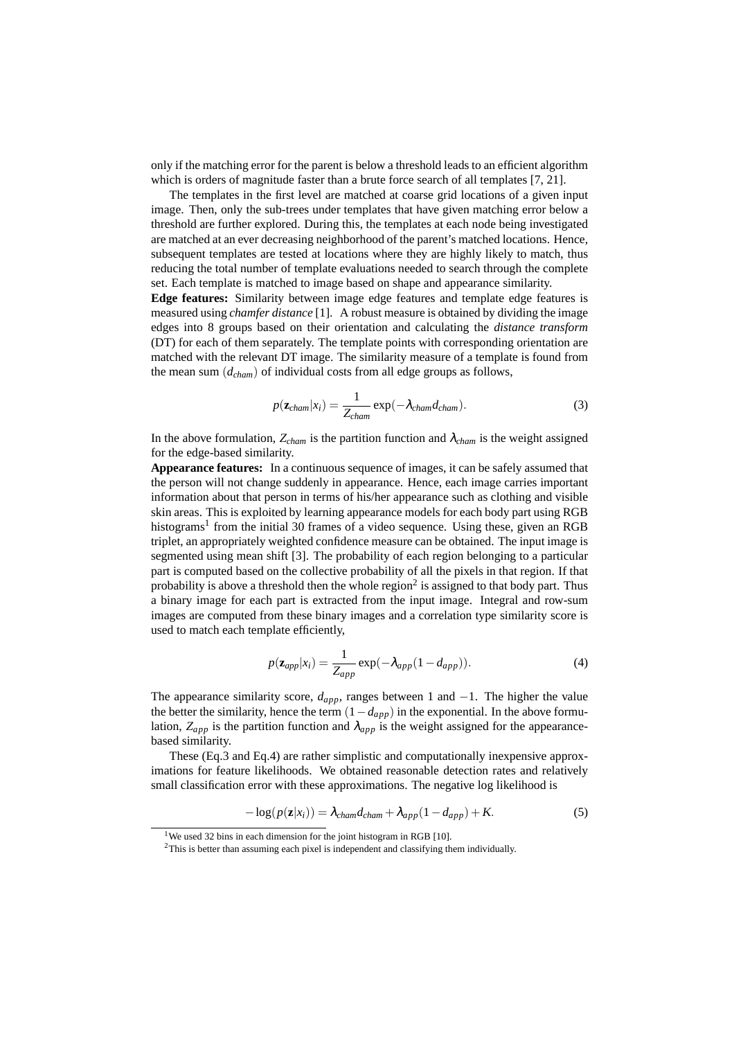only if the matching error for the parent is below a threshold leads to an efficient algorithm which is orders of magnitude faster than a brute force search of all templates [7, 21].

The templates in the first level are matched at coarse grid locations of a given input image. Then, only the sub-trees under templates that have given matching error below a threshold are further explored. During this, the templates at each node being investigated are matched at an ever decreasing neighborhood of the parent's matched locations. Hence, subsequent templates are tested at locations where they are highly likely to match, thus reducing the total number of template evaluations needed to search through the complete set. Each template is matched to image based on shape and appearance similarity.

**Edge features:** Similarity between image edge features and template edge features is measured using *chamfer distance* [1]. A robust measure is obtained by dividing the image edges into 8 groups based on their orientation and calculating the *distance transform* (DT) for each of them separately. The template points with corresponding orientation are matched with the relevant DT image. The similarity measure of a template is found from the mean sum $(d_{cham})$ of individual costs from all edge groups as follows,

$$p(\mathbf{z}_{cham}|x_i) = \frac{1}{Z_{cham}} \exp(-\lambda_{cham} d_{cham}). \tag{3}$$

In the above formulation, $Z_{cham}$ is the partition function and $\lambda_{cham}$ is the weight assigned for the edge-based similarity.

**Appearance features:** In a continuous sequence of images, it can be safely assumed that the person will not change suddenly in appearance. Hence, each image carries important information about that person in terms of his/her appearance such as clothing and visible skin areas. This is exploited by learning appearance models for each body part using RGB histograms[1] from the initial 30 frames of a video sequence. Using these, given an RGB triplet, an appropriately weighted confidence measure can be obtained. The input image is segmented using mean shift [3]. The probability of each region belonging to a particular part is computed based on the collective probability of all the pixels in that region. If that probability is above a threshold then the whole region[2] is assigned to that body part. Thus a binary image for each part is extracted from the input image. Integral and row-sum images are computed from these binary images and a correlation type similarity score is used to match each template efficiently,

$$p(\mathbf{z}_{app}|x_i) = \frac{1}{Z_{app}} \exp(-\lambda_{app}(1 - d_{app})). \tag{4}$$

The appearance similarity score, $d_{app}$, ranges between 1 and $-1$. The higher the value the better the similarity, hence the term $(1 - d_{app})$ in the exponential. In the above formulation, $Z_{app}$ is the partition function and $\lambda_{app}$ is the weight assigned for the appearance-based similarity.

These (Eq.3 and Eq.4) are rather simplistic and computationally inexpensive approximations for feature likelihoods. We obtained reasonable detection rates and relatively small classification error with these approximations. The negative log likelihood is

$$-\log(p(\mathbf{z}|x_i)) = \lambda_{cham} d_{cham} + \lambda_{app}(1 - d_{app}) + K. \tag{5}$$

[1] We used 32 bins in each dimension for the joint histogram in RGB [10].

[2] This is better than assuming each pixel is independent and classifying them individually.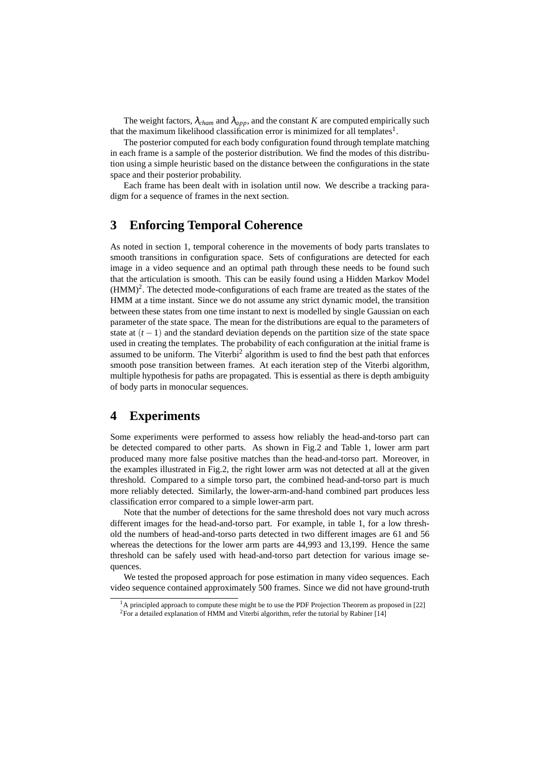The weight factors, $\lambda_{cham}$ and $\lambda_{app}$, and the constant $K$ are computed empirically such that the maximum likelihood classification error is minimized for all templates[1].

The posterior computed for each body configuration found through template matching in each frame is a sample of the posterior distribution. We find the modes of this distribution using a simple heuristic based on the distance between the configurations in the state space and their posterior probability.

Each frame has been dealt with in isolation until now. We describe a tracking paradigm for a sequence of frames in the next section.

# 3 Enforcing Temporal Coherence

As noted in section 1, temporal coherence in the movements of body parts translates to smooth transitions in configuration space. Sets of configurations are detected for each image in a video sequence and an optimal path through these needs to be found such that the articulation is smooth. This can be easily found using a Hidden Markov Model (HMM)[2]. The detected mode-configurations of each frame are treated as the states of the HMM at a time instant. Since we do not assume any strict dynamic model, the transition between these states from one time instant to next is modelled by single Gaussian on each parameter of the state space. The mean for the distributions are equal to the parameters of state at $(t-1)$ and the standard deviation depends on the partition size of the state space used in creating the templates. The probability of each configuration at the initial frame is assumed to be uniform. The Viterbi[2] algorithm is used to find the best path that enforces smooth pose transition between frames. At each iteration step of the Viterbi algorithm, multiple hypothesis for paths are propagated. This is essential as there is depth ambiguity of body parts in monocular sequences.

# 4 Experiments

Some experiments were performed to assess how reliably the head-and-torso part can be detected compared to other parts. As shown in Fig.2 and Table 1, lower arm part produced many more false positive matches than the head-and-torso part. Moreover, in the examples illustrated in Fig.2, the right lower arm was not detected at all at the given threshold. Compared to a simple torso part, the combined head-and-torso part is much more reliably detected. Similarly, the lower-arm-and-hand combined part produces less classification error compared to a simple lower-arm part.

Note that the number of detections for the same threshold does not vary much across different images for the head-and-torso part. For example, in table 1, for a low threshold the numbers of head-and-torso parts detected in two different images are 61 and 56 whereas the detections for the lower arm parts are 44,993 and 13,199. Hence the same threshold can be safely used with head-and-torso part detection for various image sequences.

We tested the proposed approach for pose estimation in many video sequences. Each video sequence contained approximately 500 frames. Since we did not have ground-truth

[1] A principled approach to compute these might be to use the PDF Projection Theorem as proposed in [22]

[2] For a detailed explanation of HMM and Viterbi algorithm, refer the tutorial by Rabiner [14]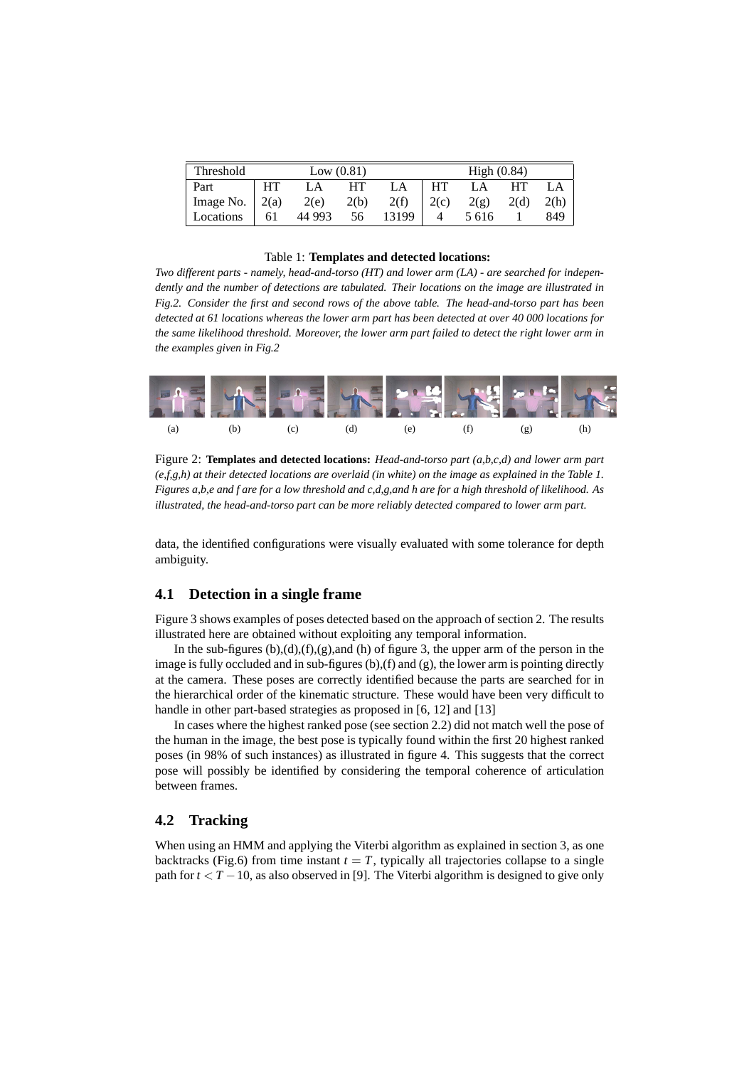| Threshold | Low (0.81) | | | | High (0.84) | | | |
|---|---|---|---|---|---|---|---|---|
| Part | HT | LA | HT | LA | HT | LA | HT | LA |
| Image No. | 2(a) | 2(e) | 2(b) | 2(f) | 2(c) | 2(g) | 2(d) | 2(h) |
| Locations | 61 | 44 993 | 56 | 13199 | 4 | 5 616 | 1 | 849 |

Table 1: **Templates and detected locations:**
*Two different parts - namely, head-and-torso (HT) and lower arm (LA) - are searched for independently and the number of detections are tabulated. Their locations on the image are illustrated in Fig.2. Consider the first and second rows of the above table. The head-and-torso part has been detected at 61 locations whereas the lower arm part has been detected at over 40 000 locations for the same likelihood threshold. Moreover, the lower arm part failed to detect the right lower arm in the examples given in Fig.2*

(a) (b) (c) (d) (e) (f) (g) (h)

Figure 2: **Templates and detected locations:** *Head-and-torso part (a,b,c,d) and lower arm part (e,f,g,h) at their detected locations are overlaid (in white) on the image as explained in the Table 1. Figures a,b,e and f are for a low threshold and c,d,g,and h are for a high threshold of likelihood. As illustrated, the head-and-torso part can be more reliably detected compared to lower arm part.*

data, the identified configurations were visually evaluated with some tolerance for depth ambiguity.

## 4.1 Detection in a single frame

Figure 3 shows examples of poses detected based on the approach of section 2. The results illustrated here are obtained without exploiting any temporal information.

In the sub-figures (b),(d),(f),(g),and (h) of figure 3, the upper arm of the person in the image is fully occluded and in sub-figures (b),(f) and (g), the lower arm is pointing directly at the camera. These poses are correctly identified because the parts are searched for in the hierarchical order of the kinematic structure. These would have been very difficult to handle in other part-based strategies as proposed in [6, 12] and [13]

In cases where the highest ranked pose (see section 2.2) did not match well the pose of the human in the image, the best pose is typically found within the first 20 highest ranked poses (in 98% of such instances) as illustrated in figure 4. This suggests that the correct pose will possibly be identified by considering the temporal coherence of articulation between frames.

## 4.2 Tracking

When using an HMM and applying the Viterbi algorithm as explained in section 3, as one backtracks (Fig.6) from time instant $t = T$, typically all trajectories collapse to a single path for $t < T - 10$, as also observed in [9]. The Viterbi algorithm is designed to give only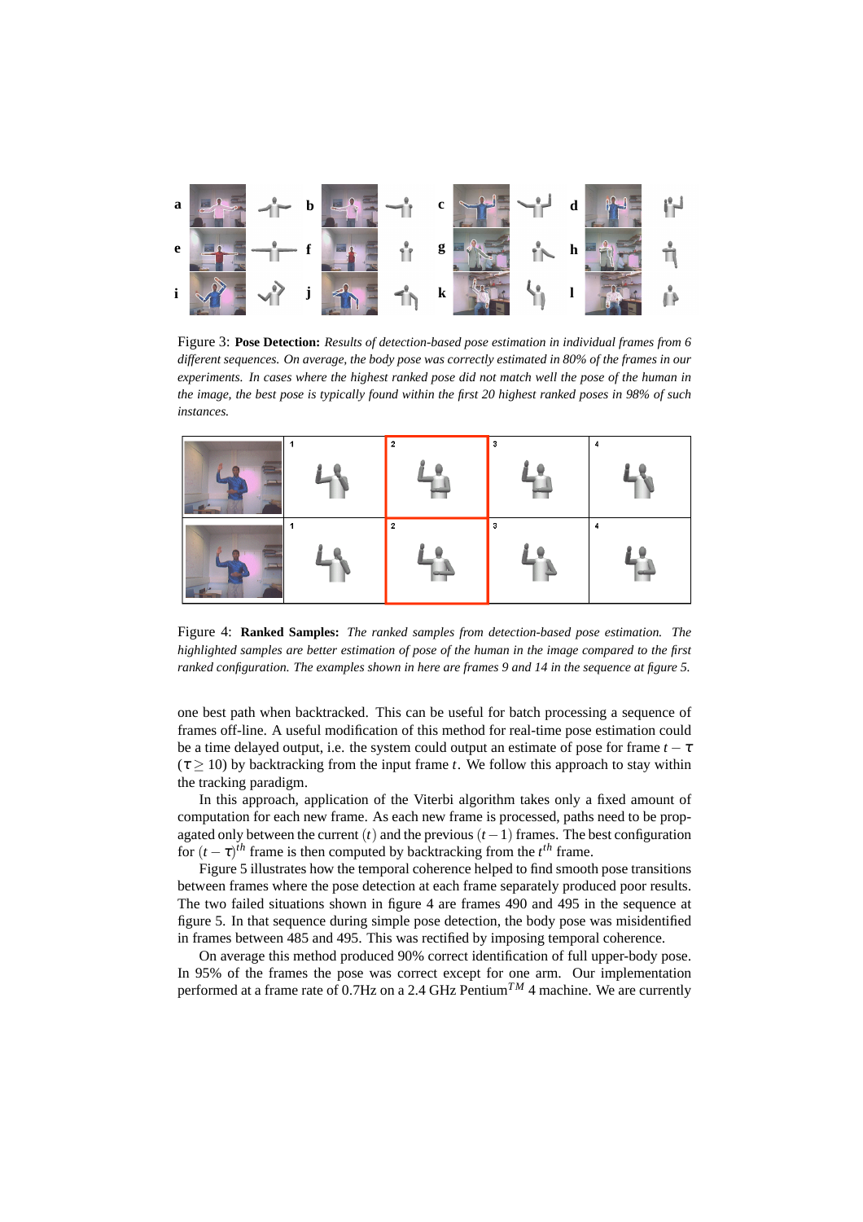Figure 3: **Pose Detection:** *Results of detection-based pose estimation in individual frames from 6 different sequences. On average, the body pose was correctly estimated in 80% of the frames in our experiments. In cases where the highest ranked pose did not match well the pose of the human in the image, the best pose is typically found within the first 20 highest ranked poses in 98% of such instances.*

Figure 4: **Ranked Samples:** *The ranked samples from detection-based pose estimation. The highlighted samples are better estimation of pose of the human in the image compared to the first ranked configuration. The examples shown in here are frames 9 and 14 in the sequence at figure 5.*

one best path when backtracked. This can be useful for batch processing a sequence of frames off-line. A useful modification of this method for real-time pose estimation could be a time delayed output, i.e. the system could output an estimate of pose for frame $t - \tau$ ($\tau \geq 10$) by backtracking from the input frame $t$. We follow this approach to stay within the tracking paradigm.

In this approach, application of the Viterbi algorithm takes only a fixed amount of computation for each new frame. As each new frame is processed, paths need to be propagated only between the current $(t)$ and the previous $(t-1)$ frames. The best configuration for $(t-\tau)^{th}$ frame is then computed by backtracking from the $t^{th}$ frame.

Figure 5 illustrates how the temporal coherence helped to find smooth pose transitions between frames where the pose detection at each frame separately produced poor results. The two failed situations shown in figure 4 are frames 490 and 495 in the sequence at figure 5. In that sequence during simple pose detection, the body pose was misidentified in frames between 485 and 495. This was rectified by imposing temporal coherence.

On average this method produced 90% correct identification of full upper-body pose. In 95% of the frames the pose was correct except for one arm. Our implementation performed at a frame rate of 0.7Hz on a 2.4 GHz Pentium$^{TM}$ 4 machine. We are currently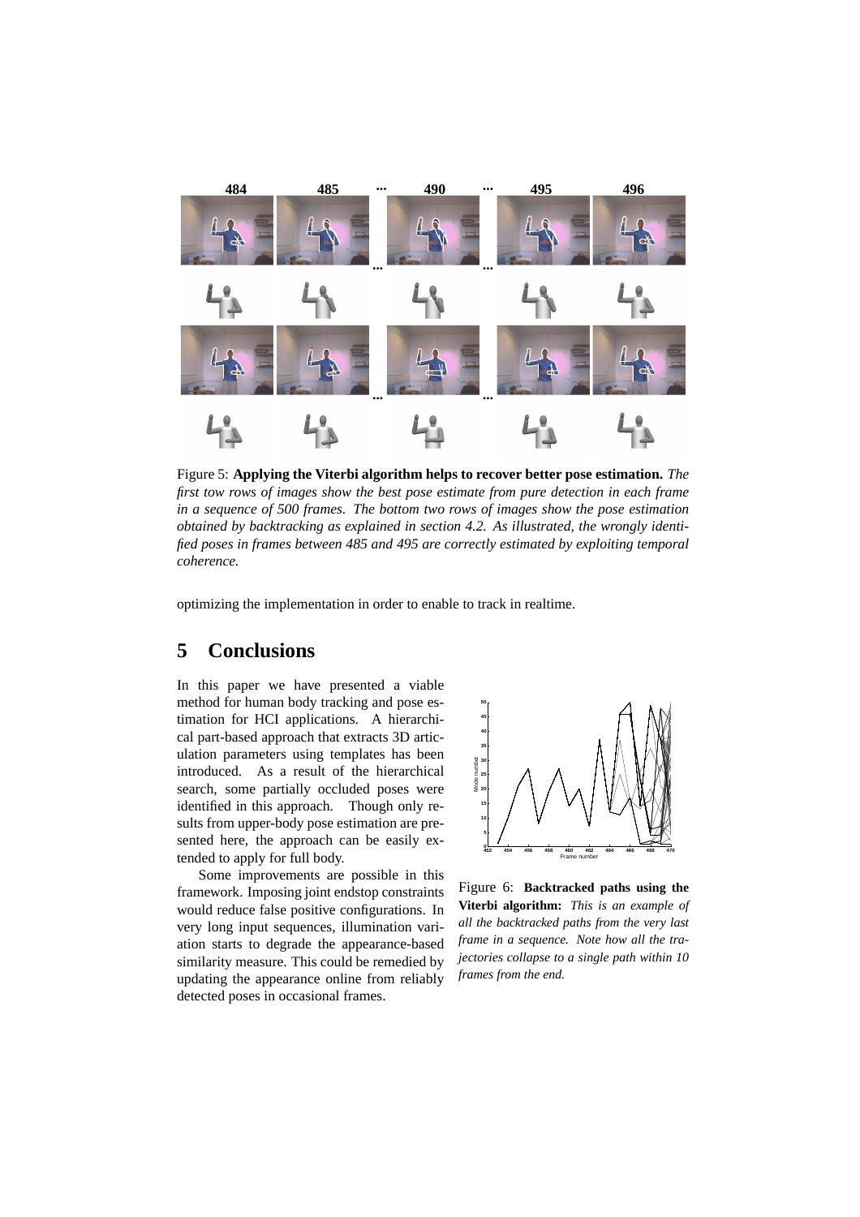Figure 5: **Applying the Viterbi algorithm helps to recover better pose estimation.** *The first tow rows of images show the best pose estimate from pure detection in each frame in a sequence of 500 frames. The bottom two rows of images show the pose estimation obtained by backtracking as explained in section 4.2. As illustrated, the wrongly identified poses in frames between 485 and 495 are correctly estimated by exploiting temporal coherence.*

optimizing the implementation in order to enable to track in realtime.

# 5 Conclusions

In this paper we have presented a viable method for human body tracking and pose estimation for HCI applications. A hierarchical part-based approach that extracts 3D articulation parameters using templates has been introduced. As a result of the hierarchical search, some partially occluded poses were identified in this approach. Though only results from upper-body pose estimation are presented here, the approach can be easily extended to apply for full body.

Some improvements are possible in this framework. Imposing joint endstop constraints would reduce false positive configurations. In very long input sequences, illumination variation starts to degrade the appearance-based similarity measure. This could be remedied by updating the appearance online from reliably detected poses in occasional frames.

Figure 6: **Backtracked paths using the Viterbi algorithm:** *This is an example of all the backtracked paths from the very last frame in a sequence. Note how all the trajectories collapse to a single path within 10 frames from the end.*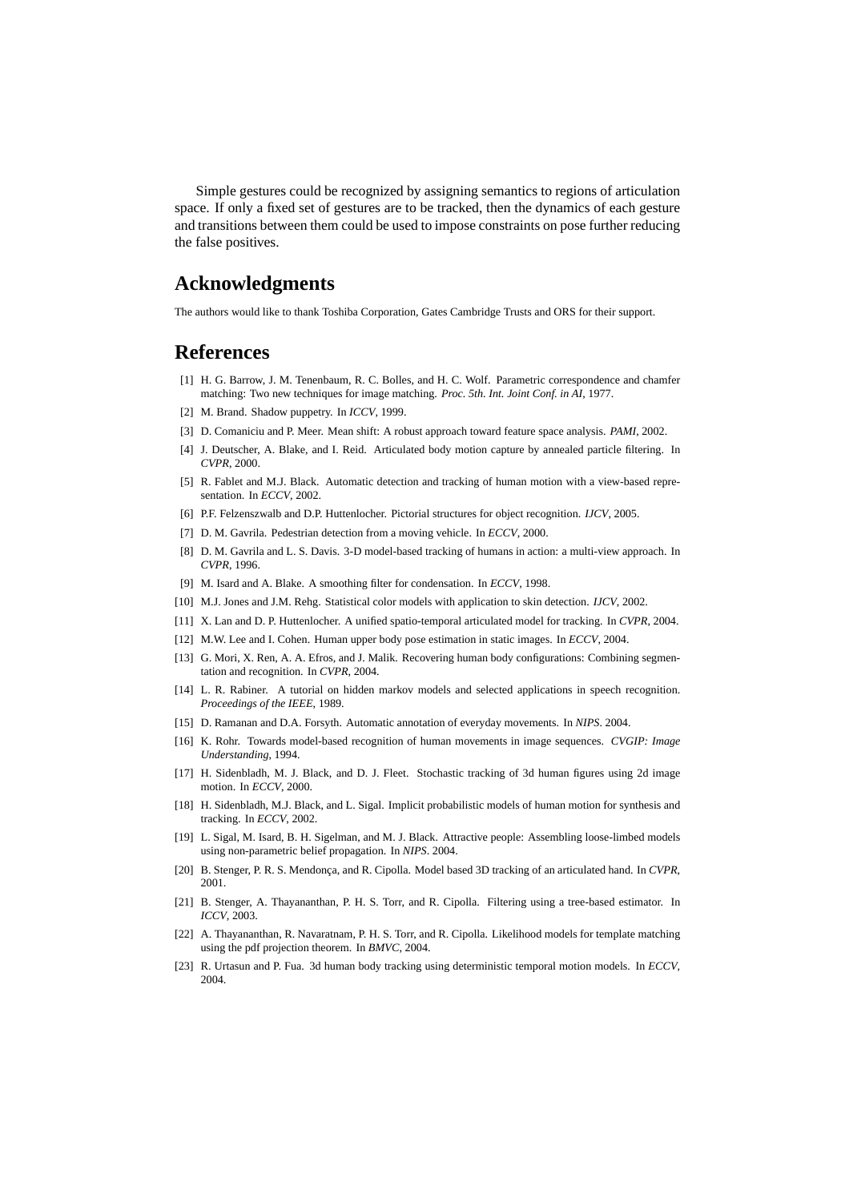Simple gestures could be recognized by assigning semantics to regions of articulation space. If only a fixed set of gestures are to be tracked, then the dynamics of each gesture and transitions between them could be used to impose constraints on pose further reducing the false positives.

## Acknowledgments

The authors would like to thank Toshiba Corporation, Gates Cambridge Trusts and ORS for their support.

## References

[1] H. G. Barrow, J. M. Tenenbaum, R. C. Bolles, and H. C. Wolf. Parametric correspondence and chamfer matching: Two new techniques for image matching. *Proc. 5th. Int. Joint Conf. in AI*, 1977.

[2] M. Brand. Shadow puppetry. In *ICCV*, 1999.

[3] D. Comaniciu and P. Meer. Mean shift: A robust approach toward feature space analysis. *PAMI*, 2002.

[4] J. Deutscher, A. Blake, and I. Reid. Articulated body motion capture by annealed particle filtering. In *CVPR*, 2000.

[5] R. Fablet and M.J. Black. Automatic detection and tracking of human motion with a view-based representation. In *ECCV*, 2002.

[6] P.F. Felzenszwalb and D.P. Huttenlocher. Pictorial structures for object recognition. *IJCV*, 2005.

[7] D. M. Gavrila. Pedestrian detection from a moving vehicle. In *ECCV*, 2000.

[8] D. M. Gavrila and L. S. Davis. 3-D model-based tracking of humans in action: a multi-view approach. In *CVPR*, 1996.

[9] M. Isard and A. Blake. A smoothing filter for condensation. In *ECCV*, 1998.

[10] M.J. Jones and J.M. Rehg. Statistical color models with application to skin detection. *IJCV*, 2002.

[11] X. Lan and D. P. Huttenlocher. A unified spatio-temporal articulated model for tracking. In *CVPR*, 2004.

[12] M.W. Lee and I. Cohen. Human upper body pose estimation in static images. In *ECCV*, 2004.

[13] G. Mori, X. Ren, A. A. Efros, and J. Malik. Recovering human body configurations: Combining segmentation and recognition. In *CVPR*, 2004.

[14] L. R. Rabiner. A tutorial on hidden markov models and selected applications in speech recognition. *Proceedings of the IEEE*, 1989.

[15] D. Ramanan and D.A. Forsyth. Automatic annotation of everyday movements. In *NIPS*. 2004.

[16] K. Rohr. Towards model-based recognition of human movements in image sequences. *CVGIP: Image Understanding*, 1994.

[17] H. Sidenbladh, M. J. Black, and D. J. Fleet. Stochastic tracking of 3d human figures using 2d image motion. In *ECCV*, 2000.

[18] H. Sidenbladh, M.J. Black, and L. Sigal. Implicit probabilistic models of human motion for synthesis and tracking. In *ECCV*, 2002.

[19] L. Sigal, M. Isard, B. H. Sigelman, and M. J. Black. Attractive people: Assembling loose-limbed models using non-parametric belief propagation. In *NIPS*. 2004.

[20] B. Stenger, P. R. S. Mendonça, and R. Cipolla. Model based 3D tracking of an articulated hand. In *CVPR*, 2001.

[21] B. Stenger, A. Thayananthan, P. H. S. Torr, and R. Cipolla. Filtering using a tree-based estimator. In *ICCV*, 2003.

[22] A. Thayananthan, R. Navaratnam, P. H. S. Torr, and R. Cipolla. Likelihood models for template matching using the pdf projection theorem. In *BMVC*, 2004.

[23] R. Urtasun and P. Fua. 3d human body tracking using deterministic temporal motion models. In *ECCV*, 2004.